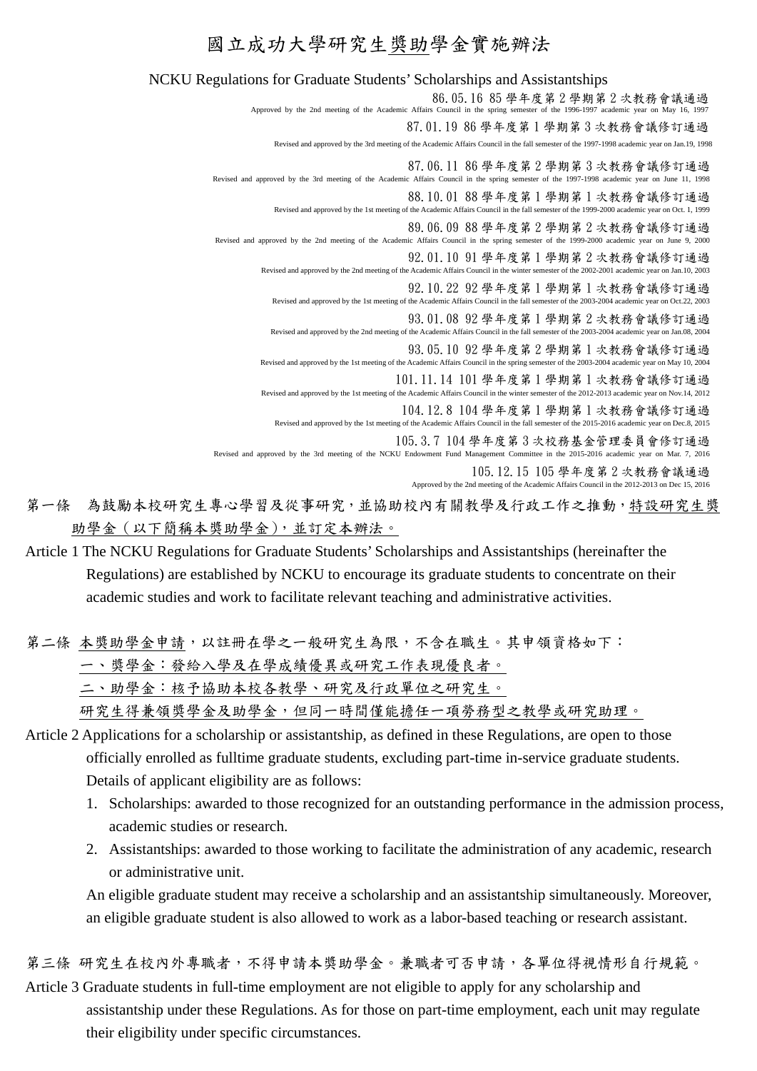# 國立成功大學研究生獎助學金實施辦法

NCKU Regulations for Graduate Students' Scholarships and Assistantships

86.05.16 85 學年度第 2 學期第 2 次教務會議通過
Approved by the 2nd meeting of the Academic Affairs Council in the spring semester of the 1996-1997 academic year on May 16, 1997

87.01.19 86 學年度第 1 學期第 3 次教務會議修訂通過
Revised and approved by the 3rd meeting of the Academic Affairs Council in the fall semester of the 1997-1998 academic year on Jan.19, 1998

87.06.11 86 學年度第 2 學期第 3 次教務會議修訂通過
Revised and approved by the 3rd meeting of the Academic Affairs Council in the spring semester of the 1997-1998 academic year on June 11, 1998

88.10.01 88 學年度第 1 學期第 1 次教務會議修訂通過
Revised and approved by the 1st meeting of the Academic Affairs Council in the fall semester of the 1999-2000 academic year on Oct. 1, 1999

89.06.09 88 學年度第 2 學期第 2 次教務會議修訂通過
Revised and approved by the 2nd meeting of the Academic Affairs Council in the spring semester of the 1999-2000 academic year on June 9, 2000

92.01.10 91 學年度第 1 學期第 2 次教務會議修訂通過
Revised and approved by the 2nd meeting of the Academic Affairs Council in the winter semester of the 2002-2001 academic year on Jan.10, 2003

92.10.22 92 學年度第 1 學期第 1 次教務會議修訂通過
Revised and approved by the 1st meeting of the Academic Affairs Council in the fall semester of the 2003-2004 academic year on Oct.22, 2003

93.01.08 92 學年度第 1 學期第 2 次教務會議修訂通過
Revised and approved by the 2nd meeting of the Academic Affairs Council in the fall semester of the 2003-2004 academic year on Jan.08, 2004

93.05.10 92 學年度第 2 學期第 1 次教務會議修訂通過
Revised and approved by the 1st meeting of the Academic Affairs Council in the spring semester of the 2003-2004 academic year on May 10, 2004

101.11.14 101 學年度第 1 學期第 1 次教務會議修訂通過
Revised and approved by the 1st meeting of the Academic Affairs Council in the winter semester of the 2012-2013 academic year on Nov.14, 2012

104.12.8 104 學年度第 1 學期第 1 次教務會議修訂通過
Revised and approved by the 1st meeting of the Academic Affairs Council in the fall semester of the 2015-2016 academic year on Dec.8, 2015

105.3.7 104 學年度第 3 次校務基金管理委員會修訂通過
Revised and approved by the 3rd meeting of the NCKU Endowment Fund Management Committee in the 2015-2016 academic year on Mar. 7, 2016

105.12.15 105 學年度第 2 次教務會議通過
Approved by the 2nd meeting of the Academic Affairs Council in the 2012-2013 on Dec 15, 2016

第一條　為鼓勵本校研究生專心學習及從事研究，並協助校內有關教學及行政工作之推動，特設研究生獎助學金（以下簡稱本獎助學金），並訂定本辦法。

Article 1 The NCKU Regulations for Graduate Students' Scholarships and Assistantships (hereinafter the Regulations) are established by NCKU to encourage its graduate students to concentrate on their academic studies and work to facilitate relevant teaching and administrative activities.

第二條 本獎助學金申請，以註冊在學之一般研究生為限，不含在職生。其申領資格如下：

一、獎學金：發給入學及在學成績優異或研究工作表現優良者。

二、助學金：核予協助本校各教學、研究及行政單位之研究生。

研究生得兼領獎學金及助學金，但同一時間僅能擔任一項勞務型之教學或研究助理。

Article 2 Applications for a scholarship or assistantship, as defined in these Regulations, are open to those officially enrolled as fulltime graduate students, excluding part-time in-service graduate students. Details of applicant eligibility are as follows:

1. Scholarships: awarded to those recognized for an outstanding performance in the admission process, academic studies or research.
2. Assistantships: awarded to those working to facilitate the administration of any academic, research or administrative unit.

An eligible graduate student may receive a scholarship and an assistantship simultaneously. Moreover, an eligible graduate student is also allowed to work as a labor-based teaching or research assistant.

第三條 研究生在校內外專職者，不得申請本獎助學金。兼職者可否申請，各單位得視情形自行規範。

Article 3 Graduate students in full-time employment are not eligible to apply for any scholarship and assistantship under these Regulations. As for those on part-time employment, each unit may regulate their eligibility under specific circumstances.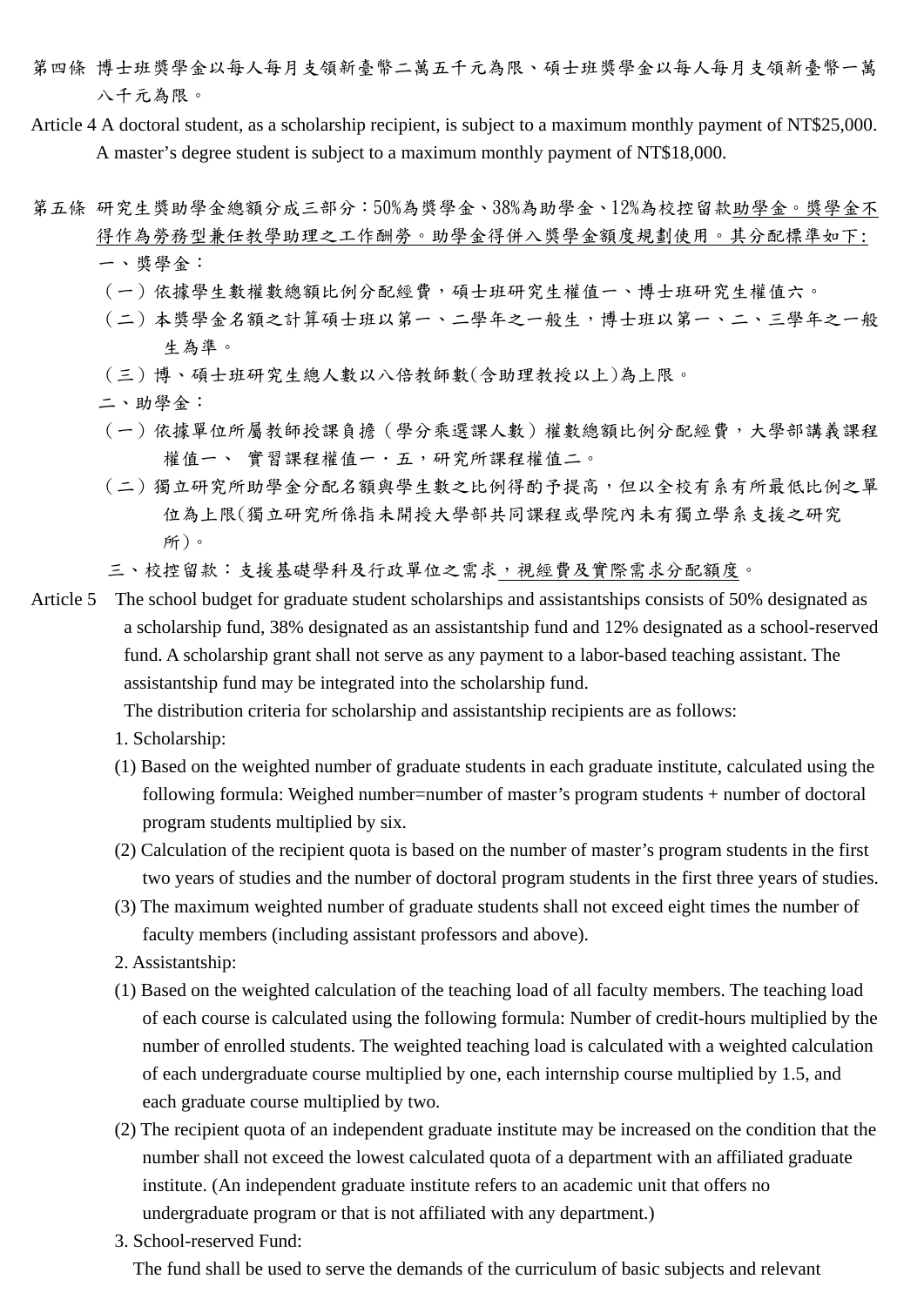第四條 博士班獎學金以每人每月支領新臺幣二萬五千元為限、碩士班獎學金以每人每月支領新臺幣一萬八千元為限。

Article 4 A doctoral student, as a scholarship recipient, is subject to a maximum monthly payment of NT$25,000. A master's degree student is subject to a maximum monthly payment of NT$18,000.

第五條 研究生獎助學金總額分成三部分：50%為獎學金、38%為助學金、12%為校控留款助學金。獎學金不得作為勞務型兼任教學助理之工作酬勞。助學金得併入獎學金額度規劃使用。其分配標準如下:

一、獎學金：

（一）依據學生數權數總額比例分配經費，碩士班研究生權值一、博士班研究生權值六。

（二）本獎學金名額之計算碩士班以第一、二學年之一般生，博士班以第一、二、三學年之一般生為準。

（三）博、碩士班研究生總人數以八倍教師數(含助理教授以上)為上限。

二、助學金：

（一）依據單位所屬教師授課負擔（學分乘選課人數）權數總額比例分配經費，大學部講義課程權值一、 實習課程權值一．五，研究所課程權值二。

（二）獨立研究所助學金分配名額與學生數之比例得酌予提高，但以全校有系有所最低比例之單位為上限(獨立研究所係指未開授大學部共同課程或學院內未有獨立學系支援之研究所)。

三、校控留款：支援基礎學科及行政單位之需求，視經費及實際需求分配額度。

Article 5 The school budget for graduate student scholarships and assistantships consists of 50% designated as a scholarship fund, 38% designated as an assistantship fund and 12% designated as a school-reserved fund. A scholarship grant shall not serve as any payment to a labor-based teaching assistant. The assistantship fund may be integrated into the scholarship fund.

The distribution criteria for scholarship and assistantship recipients are as follows:

1. Scholarship:

(1) Based on the weighted number of graduate students in each graduate institute, calculated using the following formula: Weighed number=number of master's program students + number of doctoral program students multiplied by six.

(2) Calculation of the recipient quota is based on the number of master's program students in the first two years of studies and the number of doctoral program students in the first three years of studies.

(3) The maximum weighted number of graduate students shall not exceed eight times the number of faculty members (including assistant professors and above).

2. Assistantship:

(1) Based on the weighted calculation of the teaching load of all faculty members. The teaching load of each course is calculated using the following formula: Number of credit-hours multiplied by the number of enrolled students. The weighted teaching load is calculated with a weighted calculation of each undergraduate course multiplied by one, each internship course multiplied by 1.5, and each graduate course multiplied by two.

(2) The recipient quota of an independent graduate institute may be increased on the condition that the number shall not exceed the lowest calculated quota of a department with an affiliated graduate institute. (An independent graduate institute refers to an academic unit that offers no undergraduate program or that is not affiliated with any department.)

3. School-reserved Fund:

The fund shall be used to serve the demands of the curriculum of basic subjects and relevant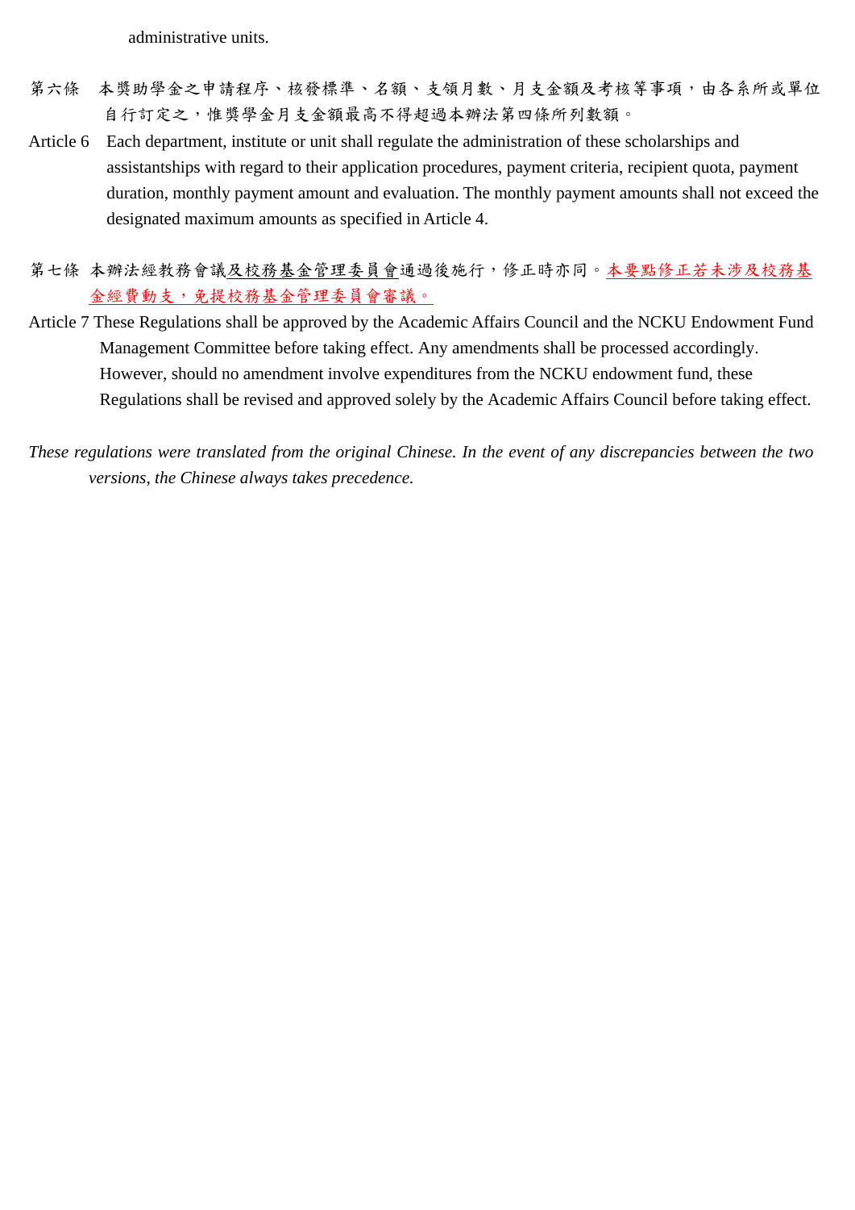administrative units.

第六條　本獎助學金之申請程序、核發標準、名額、支領月數、月支金額及考核等事項，由各系所或單位自行訂定之，惟獎學金月支金額最高不得超過本辦法第四條所列數額。

Article 6　Each department, institute or unit shall regulate the administration of these scholarships and assistantships with regard to their application procedures, payment criteria, recipient quota, payment duration, monthly payment amount and evaluation. The monthly payment amounts shall not exceed the designated maximum amounts as specified in Article 4.

第七條　本辦法經教務會議及校務基金管理委員會通過後施行，修正時亦同。本要點修正若未涉及校務基金經費動支，免提校務基金管理委員會審議。

Article 7 These Regulations shall be approved by the Academic Affairs Council and the NCKU Endowment Fund Management Committee before taking effect. Any amendments shall be processed accordingly. However, should no amendment involve expenditures from the NCKU endowment fund, these Regulations shall be revised and approved solely by the Academic Affairs Council before taking effect.

*These regulations were translated from the original Chinese. In the event of any discrepancies between the two versions, the Chinese always takes precedence.*